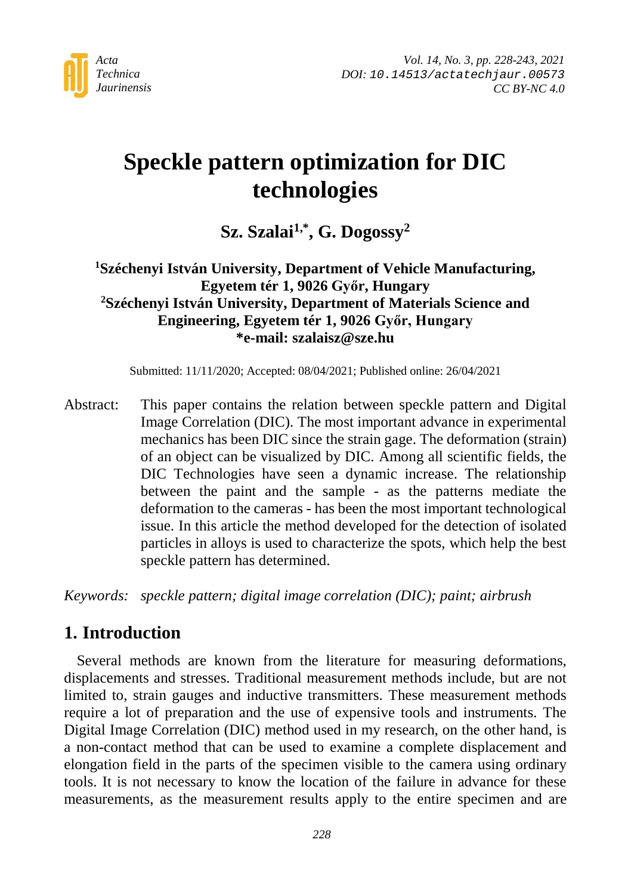# Speckle pattern optimization for DIC technologies

**Sz. Szalai[1,*], G. Dogossy[2]**

**[1]Széchenyi István University, Department of Vehicle Manufacturing, Egyetem tér 1, 9026 Győr, Hungary**
**[2]Széchenyi István University, Department of Materials Science and Engineering, Egyetem tér 1, 9026 Győr, Hungary**
***e-mail: szalaisz@sze.hu**

Submitted: 11/11/2020; Accepted: 08/04/2021; Published online: 26/04/2021

Abstract: This paper contains the relation between speckle pattern and Digital Image Correlation (DIC). The most important advance in experimental mechanics has been DIC since the strain gage. The deformation (strain) of an object can be visualized by DIC. Among all scientific fields, the DIC Technologies have seen a dynamic increase. The relationship between the paint and the sample - as the patterns mediate the deformation to the cameras - has been the most important technological issue. In this article the method developed for the detection of isolated particles in alloys is used to characterize the spots, which help the best speckle pattern has determined.

*Keywords: speckle pattern; digital image correlation (DIC); paint; airbrush*

## 1. Introduction

Several methods are known from the literature for measuring deformations, displacements and stresses. Traditional measurement methods include, but are not limited to, strain gauges and inductive transmitters. These measurement methods require a lot of preparation and the use of expensive tools and instruments. The Digital Image Correlation (DIC) method used in my research, on the other hand, is a non-contact method that can be used to examine a complete displacement and elongation field in the parts of the specimen visible to the camera using ordinary tools. It is not necessary to know the location of the failure in advance for these measurements, as the measurement results apply to the entire specimen and are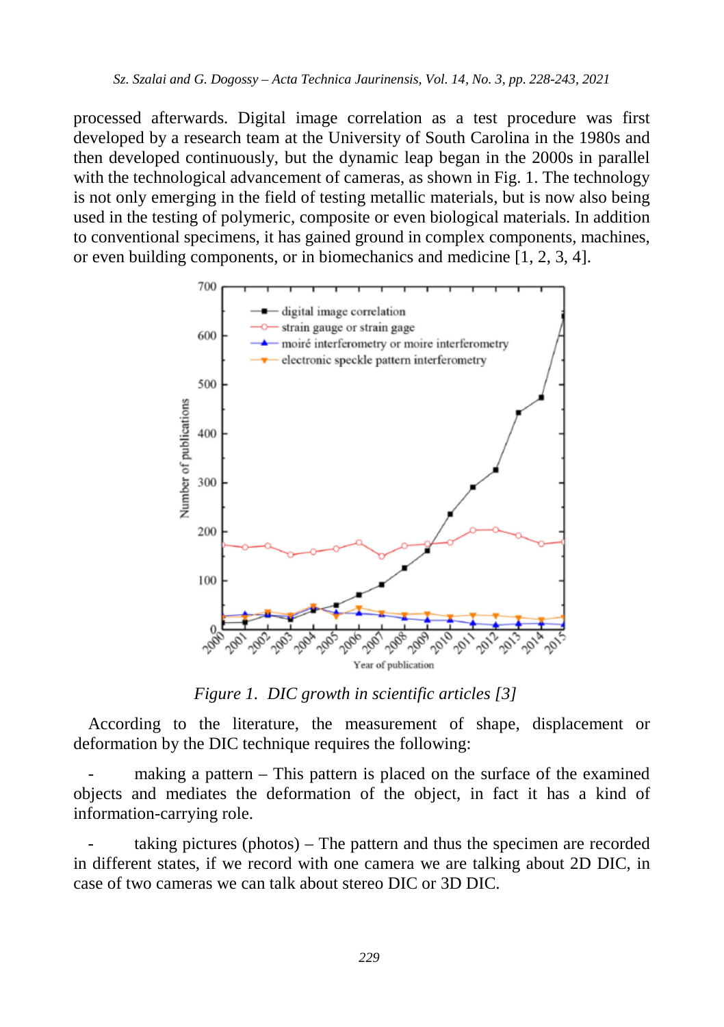processed afterwards. Digital image correlation as a test procedure was first developed by a research team at the University of South Carolina in the 1980s and then developed continuously, but the dynamic leap began in the 2000s in parallel with the technological advancement of cameras, as shown in Fig. 1. The technology is not only emerging in the field of testing metallic materials, but is now also being used in the testing of polymeric, composite or even biological materials. In addition to conventional specimens, it has gained ground in complex components, machines, or even building components, or in biomechanics and medicine [1, 2, 3, 4].

digital image correlation
strain gauge or strain gage
moiré interferometry or moire interferometry
electronic speckle pattern interferometry

Number of publications
0
100
200
300
400
500
600
700

Year of publication
2000
2001
2002
2003
2004
2005
2006
2007
2008
2009
2010
2011
2012
2013
2014
2015

*Figure 1. DIC growth in scientific articles [3]*

According to the literature, the measurement of shape, displacement or deformation by the DIC technique requires the following:

- making a pattern – This pattern is placed on the surface of the examined objects and mediates the deformation of the object, in fact it has a kind of information-carrying role.

- taking pictures (photos) – The pattern and thus the specimen are recorded in different states, if we record with one camera we are talking about 2D DIC, in case of two cameras we can talk about stereo DIC or 3D DIC.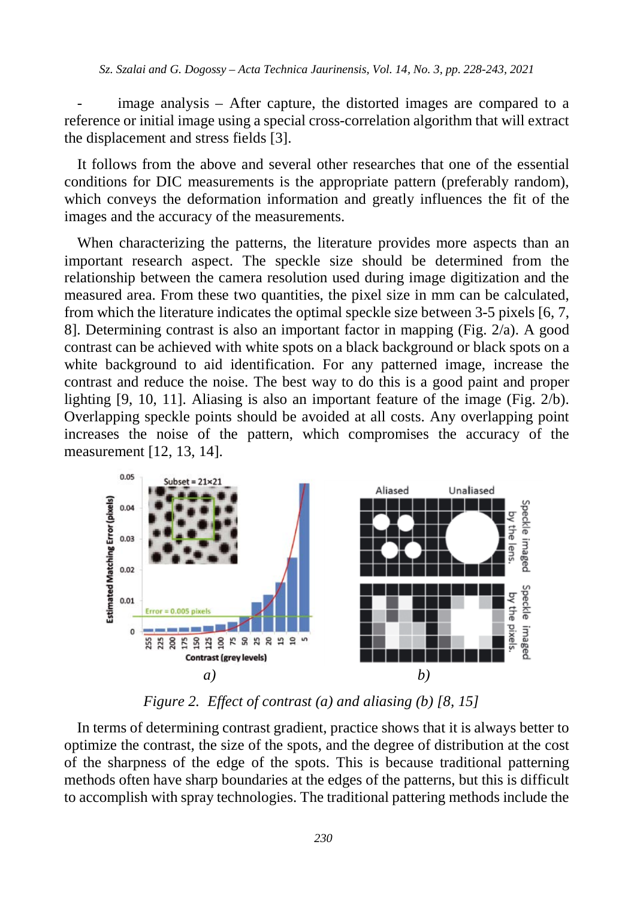- image analysis – After capture, the distorted images are compared to a reference or initial image using a special cross-correlation algorithm that will extract the displacement and stress fields [3].

It follows from the above and several other researches that one of the essential conditions for DIC measurements is the appropriate pattern (preferably random), which conveys the deformation information and greatly influences the fit of the images and the accuracy of the measurements.

When characterizing the patterns, the literature provides more aspects than an important research aspect. The speckle size should be determined from the relationship between the camera resolution used during image digitization and the measured area. From these two quantities, the pixel size in mm can be calculated, from which the literature indicates the optimal speckle size between 3-5 pixels [6, 7, 8]. Determining contrast is also an important factor in mapping (Fig. 2/a). A good contrast can be achieved with white spots on a black background or black spots on a white background to aid identification. For any patterned image, increase the contrast and reduce the noise. The best way to do this is a good paint and proper lighting [9, 10, 11]. Aliasing is also an important feature of the image (Fig. 2/b). Overlapping speckle points should be avoided at all costs. Any overlapping point increases the noise of the pattern, which compromises the accuracy of the measurement [12, 13, 14].

Estimated Matching Error (pixels)
0.05
0.04
0.03
0.02
0.01
0
Subset = 21×21
Error = 0.005 pixels
255 225 200 175 150 125 100 75 50 25 20 15 10 5
Contrast (grey levels)
a)

Aliased
Unaliased
Speckle imaged by the lens.
Speckle imaged by the pixels.
b)

*Figure 2. Effect of contrast (a) and aliasing (b) [8, 15]*

In terms of determining contrast gradient, practice shows that it is always better to optimize the contrast, the size of the spots, and the degree of distribution at the cost of the sharpness of the edge of the spots. This is because traditional patterning methods often have sharp boundaries at the edges of the patterns, but this is difficult to accomplish with spray technologies. The traditional pattering methods include the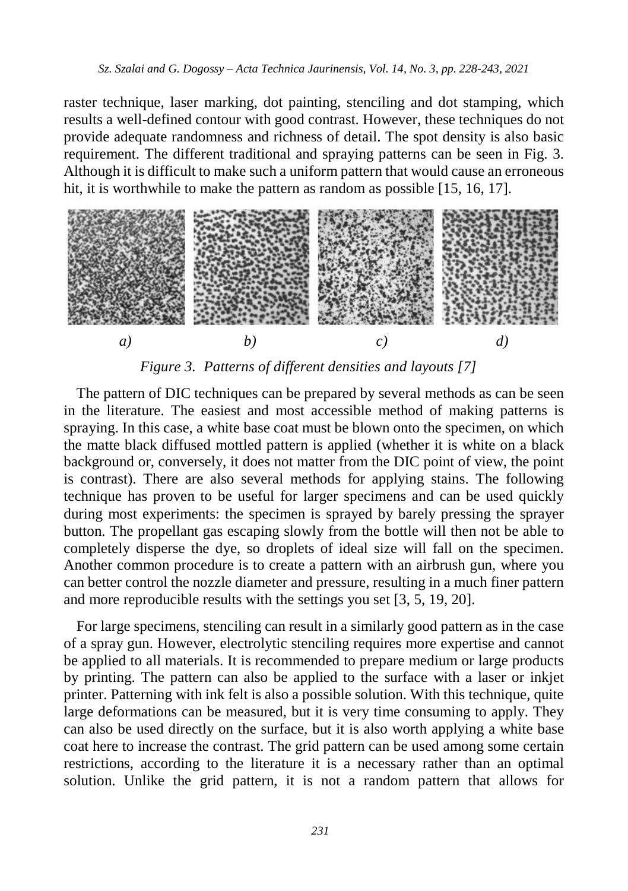raster technique, laser marking, dot painting, stenciling and dot stamping, which results a well-defined contour with good contrast. However, these techniques do not provide adequate randomness and richness of detail. The spot density is also basic requirement. The different traditional and spraying patterns can be seen in Fig. 3. Although it is difficult to make such a uniform pattern that would cause an erroneous hit, it is worthwhile to make the pattern as random as possible [15, 16, 17].

*a)* *b)* *c)* *d)*

*Figure 3. Patterns of different densities and layouts [7]*

The pattern of DIC techniques can be prepared by several methods as can be seen in the literature. The easiest and most accessible method of making patterns is spraying. In this case, a white base coat must be blown onto the specimen, on which the matte black diffused mottled pattern is applied (whether it is white on a black background or, conversely, it does not matter from the DIC point of view, the point is contrast). There are also several methods for applying stains. The following technique has proven to be useful for larger specimens and can be used quickly during most experiments: the specimen is sprayed by barely pressing the sprayer button. The propellant gas escaping slowly from the bottle will then not be able to completely disperse the dye, so droplets of ideal size will fall on the specimen. Another common procedure is to create a pattern with an airbrush gun, where you can better control the nozzle diameter and pressure, resulting in a much finer pattern and more reproducible results with the settings you set [3, 5, 19, 20].

For large specimens, stenciling can result in a similarly good pattern as in the case of a spray gun. However, electrolytic stenciling requires more expertise and cannot be applied to all materials. It is recommended to prepare medium or large products by printing. The pattern can also be applied to the surface with a laser or inkjet printer. Patterning with ink felt is also a possible solution. With this technique, quite large deformations can be measured, but it is very time consuming to apply. They can also be used directly on the surface, but it is also worth applying a white base coat here to increase the contrast. The grid pattern can be used among some certain restrictions, according to the literature it is a necessary rather than an optimal solution. Unlike the grid pattern, it is not a random pattern that allows for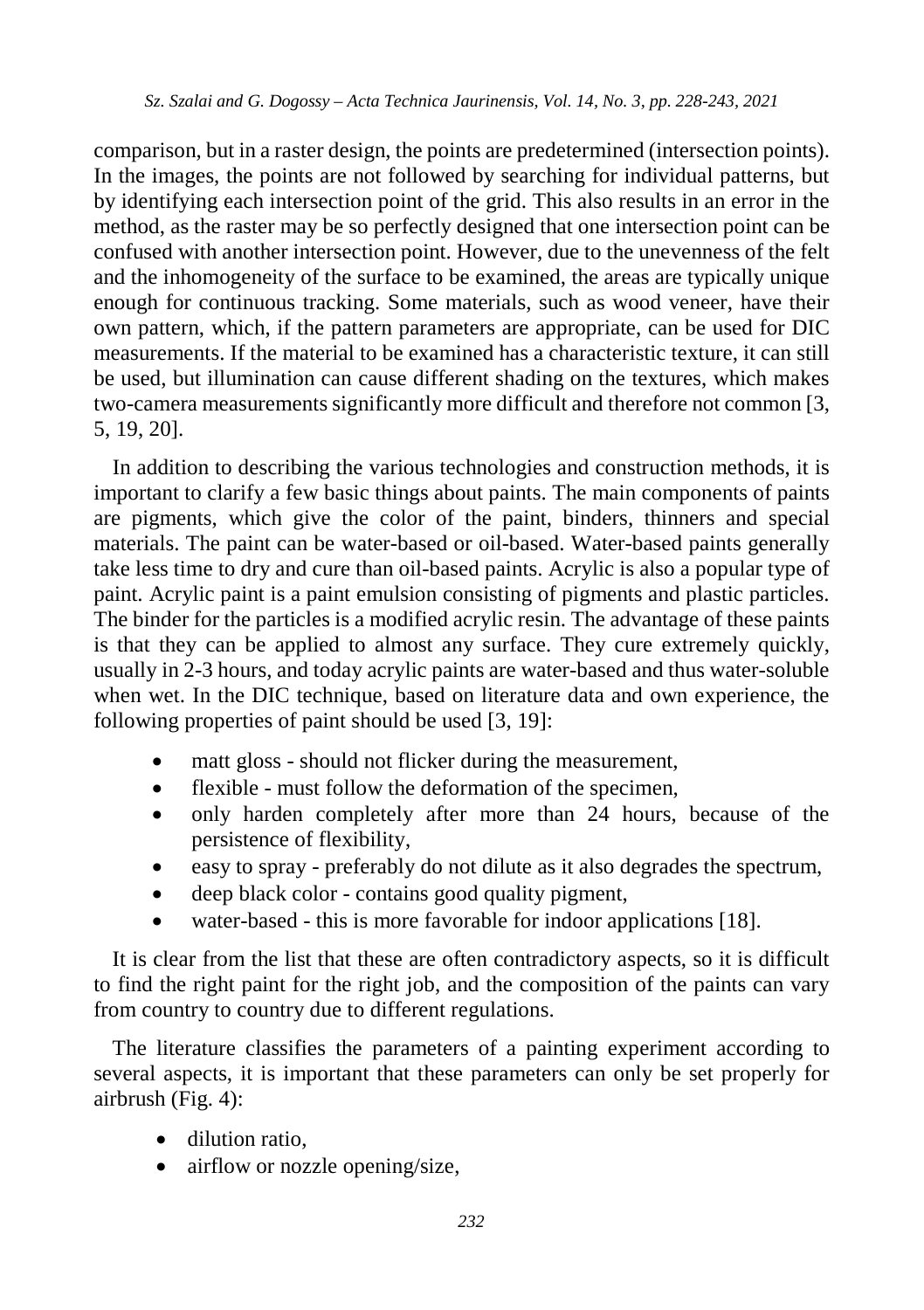comparison, but in a raster design, the points are predetermined (intersection points). In the images, the points are not followed by searching for individual patterns, but by identifying each intersection point of the grid. This also results in an error in the method, as the raster may be so perfectly designed that one intersection point can be confused with another intersection point. However, due to the unevenness of the felt and the inhomogeneity of the surface to be examined, the areas are typically unique enough for continuous tracking. Some materials, such as wood veneer, have their own pattern, which, if the pattern parameters are appropriate, can be used for DIC measurements. If the material to be examined has a characteristic texture, it can still be used, but illumination can cause different shading on the textures, which makes two-camera measurements significantly more difficult and therefore not common [3, 5, 19, 20].

In addition to describing the various technologies and construction methods, it is important to clarify a few basic things about paints. The main components of paints are pigments, which give the color of the paint, binders, thinners and special materials. The paint can be water-based or oil-based. Water-based paints generally take less time to dry and cure than oil-based paints. Acrylic is also a popular type of paint. Acrylic paint is a paint emulsion consisting of pigments and plastic particles. The binder for the particles is a modified acrylic resin. The advantage of these paints is that they can be applied to almost any surface. They cure extremely quickly, usually in 2-3 hours, and today acrylic paints are water-based and thus water-soluble when wet. In the DIC technique, based on literature data and own experience, the following properties of paint should be used [3, 19]:

- matt gloss - should not flicker during the measurement,
- flexible - must follow the deformation of the specimen,
- only harden completely after more than 24 hours, because of the persistence of flexibility,
- easy to spray - preferably do not dilute as it also degrades the spectrum,
- deep black color - contains good quality pigment,
- water-based - this is more favorable for indoor applications [18].

It is clear from the list that these are often contradictory aspects, so it is difficult to find the right paint for the right job, and the composition of the paints can vary from country to country due to different regulations.

The literature classifies the parameters of a painting experiment according to several aspects, it is important that these parameters can only be set properly for airbrush (Fig. 4):

- dilution ratio,
- airflow or nozzle opening/size,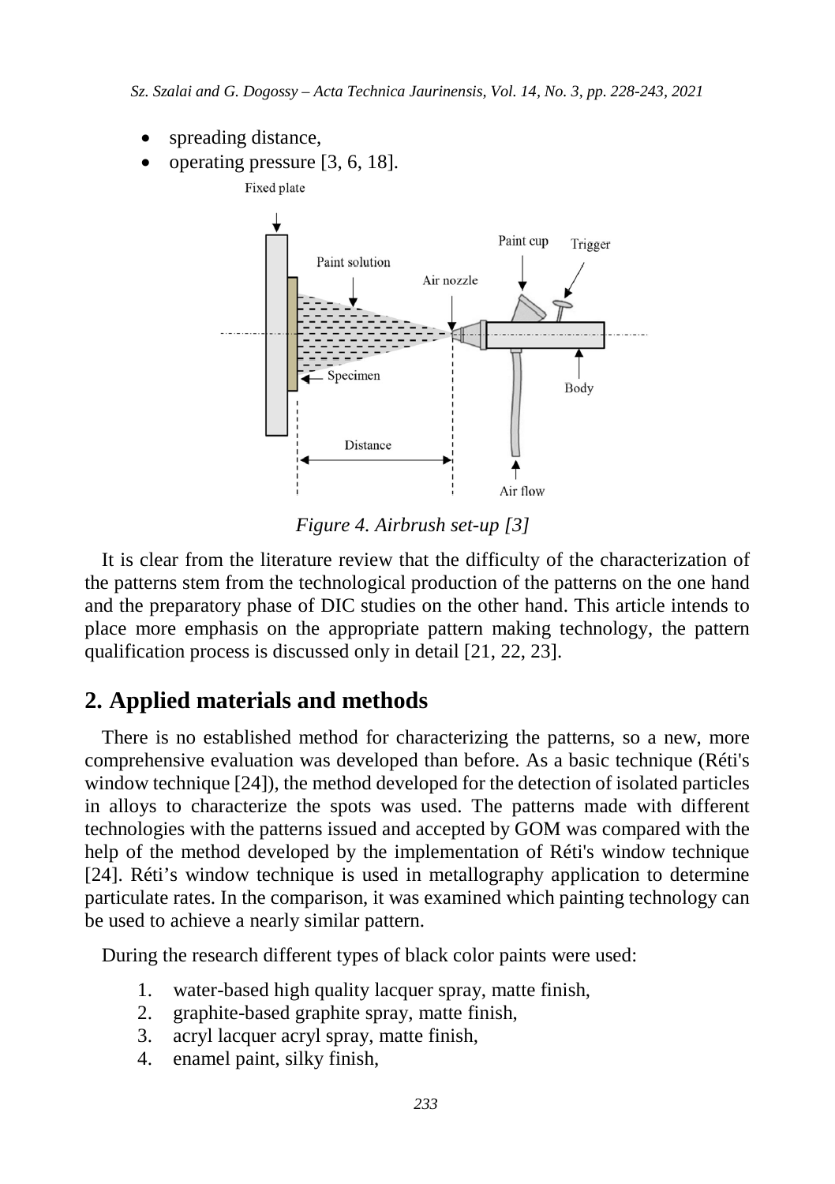- spreading distance,
- operating pressure [3, 6, 18].

Fixed plate

Paint cup

Trigger

Paint solution

Air nozzle

Specimen

Body

Distance

Air flow

*Figure 4. Airbrush set-up [3]*

It is clear from the literature review that the difficulty of the characterization of the patterns stem from the technological production of the patterns on the one hand and the preparatory phase of DIC studies on the other hand. This article intends to place more emphasis on the appropriate pattern making technology, the pattern qualification process is discussed only in detail [21, 22, 23].

## 2. Applied materials and methods

There is no established method for characterizing the patterns, so a new, more comprehensive evaluation was developed than before. As a basic technique (Réti's window technique [24]), the method developed for the detection of isolated particles in alloys to characterize the spots was used. The patterns made with different technologies with the patterns issued and accepted by GOM was compared with the help of the method developed by the implementation of Réti's window technique [24]. Réti's window technique is used in metallography application to determine particulate rates. In the comparison, it was examined which painting technology can be used to achieve a nearly similar pattern.

During the research different types of black color paints were used:

1. water-based high quality lacquer spray, matte finish,
2. graphite-based graphite spray, matte finish,
3. acryl lacquer acryl spray, matte finish,
4. enamel paint, silky finish,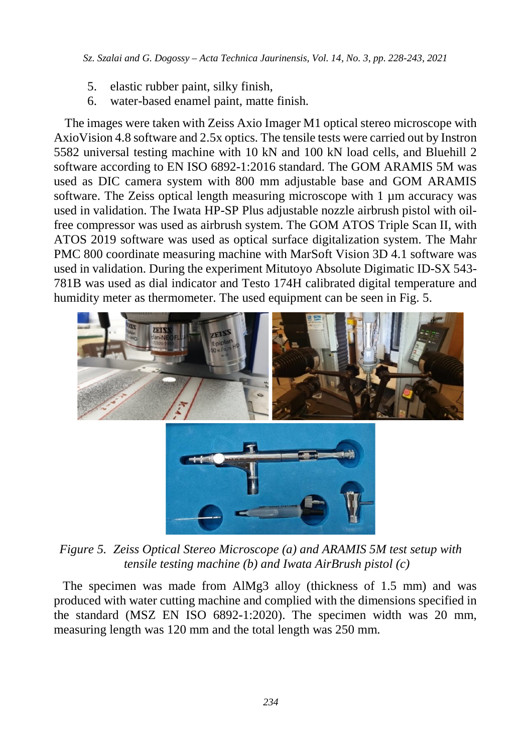5. elastic rubber paint, silky finish,
6. water-based enamel paint, matte finish.

The images were taken with Zeiss Axio Imager M1 optical stereo microscope with AxioVision 4.8 software and 2.5x optics. The tensile tests were carried out by Instron 5582 universal testing machine with 10 kN and 100 kN load cells, and Bluehill 2 software according to EN ISO 6892-1:2016 standard. The GOM ARAMIS 5M was used as DIC camera system with 800 mm adjustable base and GOM ARAMIS software. The Zeiss optical length measuring microscope with 1 µm accuracy was used in validation. The Iwata HP-SP Plus adjustable nozzle airbrush pistol with oil-free compressor was used as airbrush system. The GOM ATOS Triple Scan II, with ATOS 2019 software was used as optical surface digitalization system. The Mahr PMC 800 coordinate measuring machine with MarSoft Vision 3D 4.1 software was used in validation. During the experiment Mitutoyo Absolute Digimatic ID-SX 543-781B was used as dial indicator and Testo 174H calibrated digital temperature and humidity meter as thermometer. The used equipment can be seen in Fig. 5.

*Figure 5. Zeiss Optical Stereo Microscope (a) and ARAMIS 5M test setup with tensile testing machine (b) and Iwata AirBrush pistol (c)*

The specimen was made from AlMg3 alloy (thickness of 1.5 mm) and was produced with water cutting machine and complied with the dimensions specified in the standard (MSZ EN ISO 6892-1:2020). The specimen width was 20 mm, measuring length was 120 mm and the total length was 250 mm.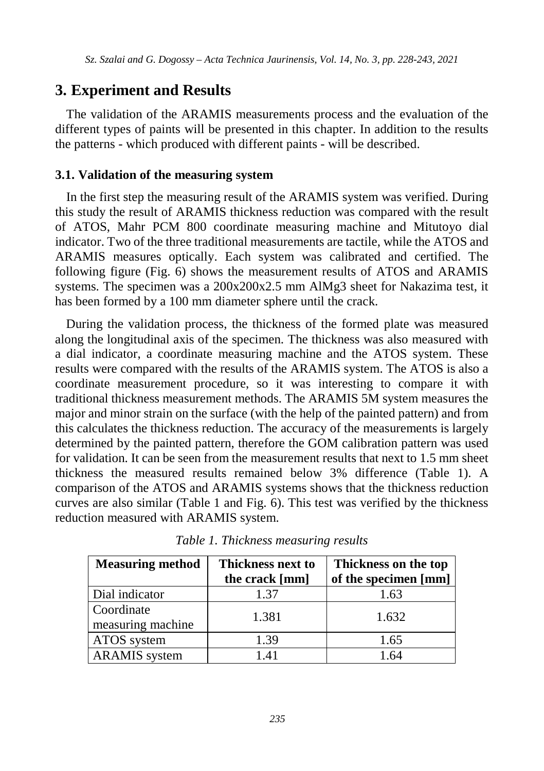## 3. Experiment and Results

The validation of the ARAMIS measurements process and the evaluation of the different types of paints will be presented in this chapter. In addition to the results the patterns - which produced with different paints - will be described.

### 3.1. Validation of the measuring system

In the first step the measuring result of the ARAMIS system was verified. During this study the result of ARAMIS thickness reduction was compared with the result of ATOS, Mahr PCM 800 coordinate measuring machine and Mitutoyo dial indicator. Two of the three traditional measurements are tactile, while the ATOS and ARAMIS measures optically. Each system was calibrated and certified. The following figure (Fig. 6) shows the measurement results of ATOS and ARAMIS systems. The specimen was a 200x200x2.5 mm AlMg3 sheet for Nakazima test, it has been formed by a 100 mm diameter sphere until the crack.

During the validation process, the thickness of the formed plate was measured along the longitudinal axis of the specimen. The thickness was also measured with a dial indicator, a coordinate measuring machine and the ATOS system. These results were compared with the results of the ARAMIS system. The ATOS is also a coordinate measurement procedure, so it was interesting to compare it with traditional thickness measurement methods. The ARAMIS 5M system measures the major and minor strain on the surface (with the help of the painted pattern) and from this calculates the thickness reduction. The accuracy of the measurements is largely determined by the painted pattern, therefore the GOM calibration pattern was used for validation. It can be seen from the measurement results that next to 1.5 mm sheet thickness the measured results remained below 3% difference (Table 1). A comparison of the ATOS and ARAMIS systems shows that the thickness reduction curves are also similar (Table 1 and Fig. 6). This test was verified by the thickness reduction measured with ARAMIS system.

*Table 1. Thickness measuring results*

| Measuring method | Thickness next to the crack [mm] | Thickness on the top of the specimen [mm] |
|---|---|---|
| Dial indicator | 1.37 | 1.63 |
| Coordinate measuring machine | 1.381 | 1.632 |
| ATOS system | 1.39 | 1.65 |
| ARAMIS system | 1.41 | 1.64 |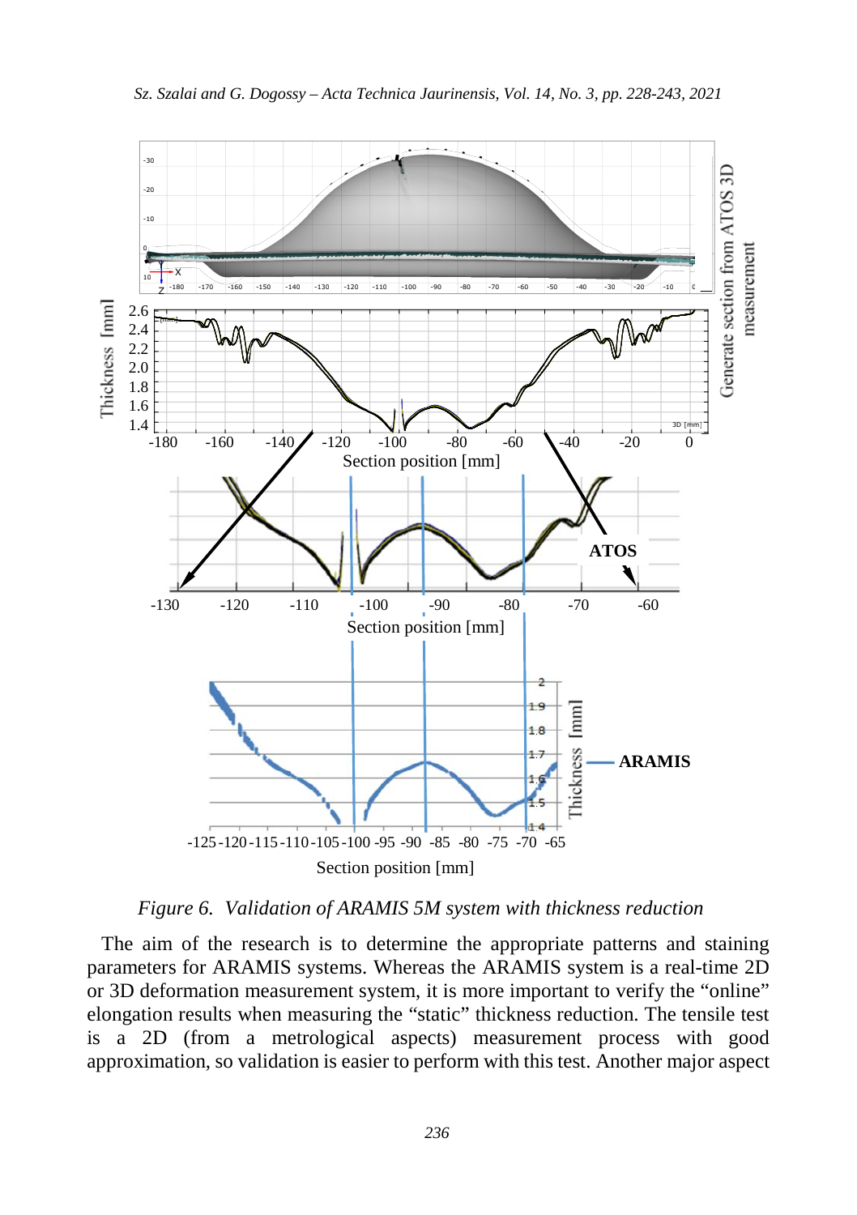Generate section from ATOS 3D measurement

Thickness [mm]

Section position [mm]

ATOS

Section position [mm]

ARAMIS

Thickness [mm]

Section position [mm]

*Figure 6. Validation of ARAMIS 5M system with thickness reduction*

The aim of the research is to determine the appropriate patterns and staining parameters for ARAMIS systems. Whereas the ARAMIS system is a real-time 2D or 3D deformation measurement system, it is more important to verify the "online" elongation results when measuring the "static" thickness reduction. The tensile test is a 2D (from a metrological aspects) measurement process with good approximation, so validation is easier to perform with this test. Another major aspect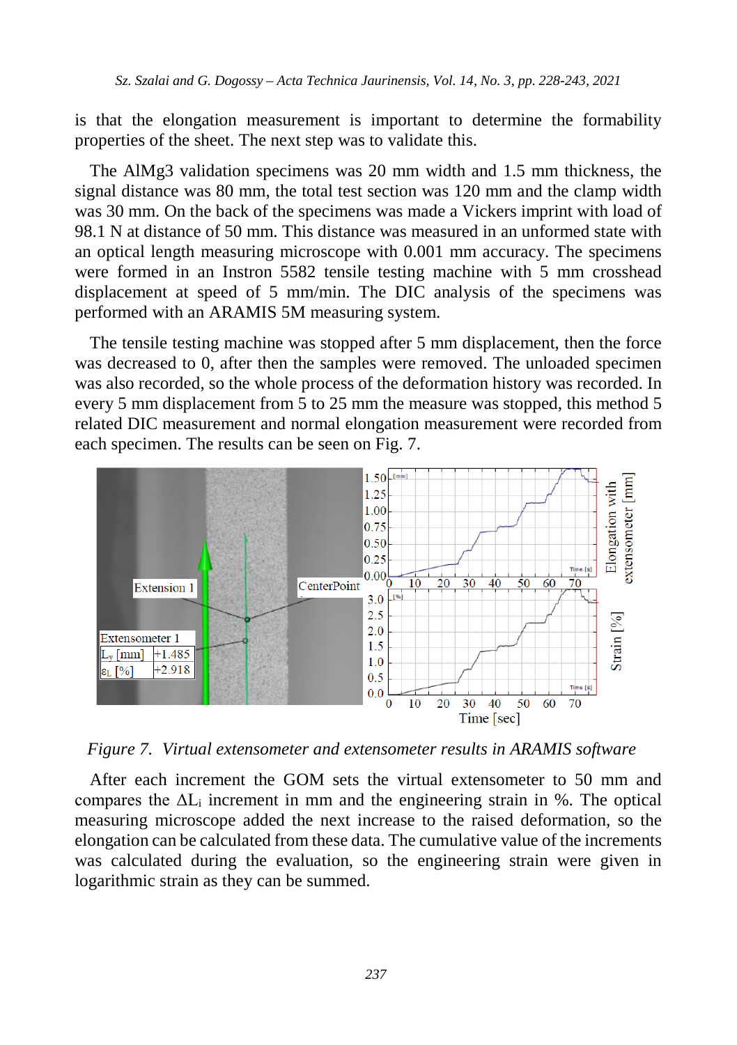is that the elongation measurement is important to determine the formability properties of the sheet. The next step was to validate this.

The AlMg3 validation specimens was 20 mm width and 1.5 mm thickness, the signal distance was 80 mm, the total test section was 120 mm and the clamp width was 30 mm. On the back of the specimens was made a Vickers imprint with load of 98.1 N at distance of 50 mm. This distance was measured in an unformed state with an optical length measuring microscope with 0.001 mm accuracy. The specimens were formed in an Instron 5582 tensile testing machine with 5 mm crosshead displacement at speed of 5 mm/min. The DIC analysis of the specimens was performed with an ARAMIS 5M measuring system.

The tensile testing machine was stopped after 5 mm displacement, then the force was decreased to 0, after then the samples were removed. The unloaded specimen was also recorded, so the whole process of the deformation history was recorded. In every 5 mm displacement from 5 to 25 mm the measure was stopped, this method 5 related DIC measurement and normal elongation measurement were recorded from each specimen. The results can be seen on Fig. 7.

Extension 1
CenterPoint
Extensometer 1
$L_y$ [mm] +1.485
$\varepsilon_L$ [%] +2.918

Elongation with extensometer [mm]
1.50
1.25
1.00
0.75
0.50
0.25
0.00
[mm]
Time [s]

Strain [%]
3.0
2.5
2.0
1.5
1.0
0.5
0.0
[%]
Time [s]

0 10 20 30 40 50 60 70
Time [sec]

*Figure 7. Virtual extensometer and extensometer results in ARAMIS software*

After each increment the GOM sets the virtual extensometer to 50 mm and compares the $\Delta L_i$ increment in mm and the engineering strain in %. The optical measuring microscope added the next increase to the raised deformation, so the elongation can be calculated from these data. The cumulative value of the increments was calculated during the evaluation, so the engineering strain were given in logarithmic strain as they can be summed.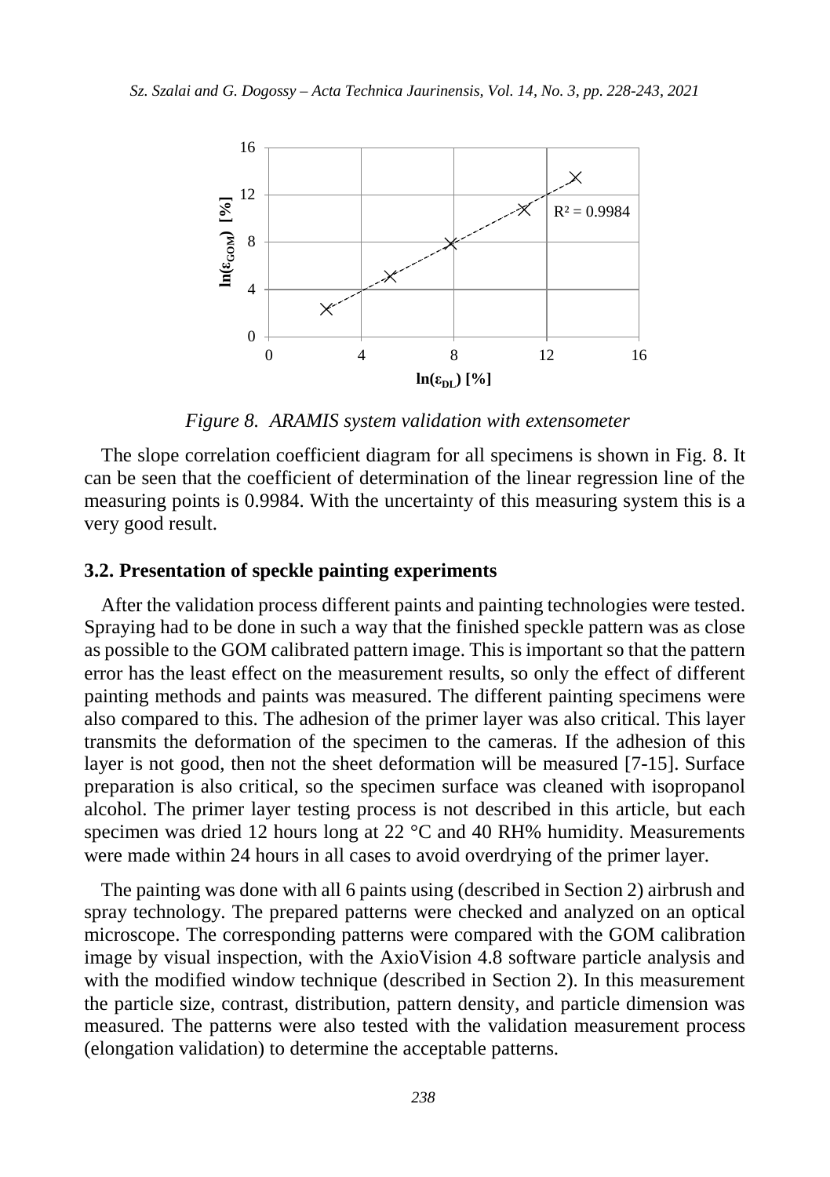16

12

8

4

0

0 4 8 12 16

$\ln(\varepsilon_{GOM})$ [%]

$\ln(\varepsilon_{DL})$ [%]

$R^2 = 0.9984$

*Figure 8. ARAMIS system validation with extensometer*

The slope correlation coefficient diagram for all specimens is shown in Fig. 8. It can be seen that the coefficient of determination of the linear regression line of the measuring points is 0.9984. With the uncertainty of this measuring system this is a very good result.

### 3.2. Presentation of speckle painting experiments

After the validation process different paints and painting technologies were tested. Spraying had to be done in such a way that the finished speckle pattern was as close as possible to the GOM calibrated pattern image. This is important so that the pattern error has the least effect on the measurement results, so only the effect of different painting methods and paints was measured. The different painting specimens were also compared to this. The adhesion of the primer layer was also critical. This layer transmits the deformation of the specimen to the cameras. If the adhesion of this layer is not good, then not the sheet deformation will be measured [7-15]. Surface preparation is also critical, so the specimen surface was cleaned with isopropanol alcohol. The primer layer testing process is not described in this article, but each specimen was dried 12 hours long at 22 °C and 40 RH% humidity. Measurements were made within 24 hours in all cases to avoid overdrying of the primer layer.

The painting was done with all 6 paints using (described in Section 2) airbrush and spray technology. The prepared patterns were checked and analyzed on an optical microscope. The corresponding patterns were compared with the GOM calibration image by visual inspection, with the AxioVision 4.8 software particle analysis and with the modified window technique (described in Section 2). In this measurement the particle size, contrast, distribution, pattern density, and particle dimension was measured. The patterns were also tested with the validation measurement process (elongation validation) to determine the acceptable patterns.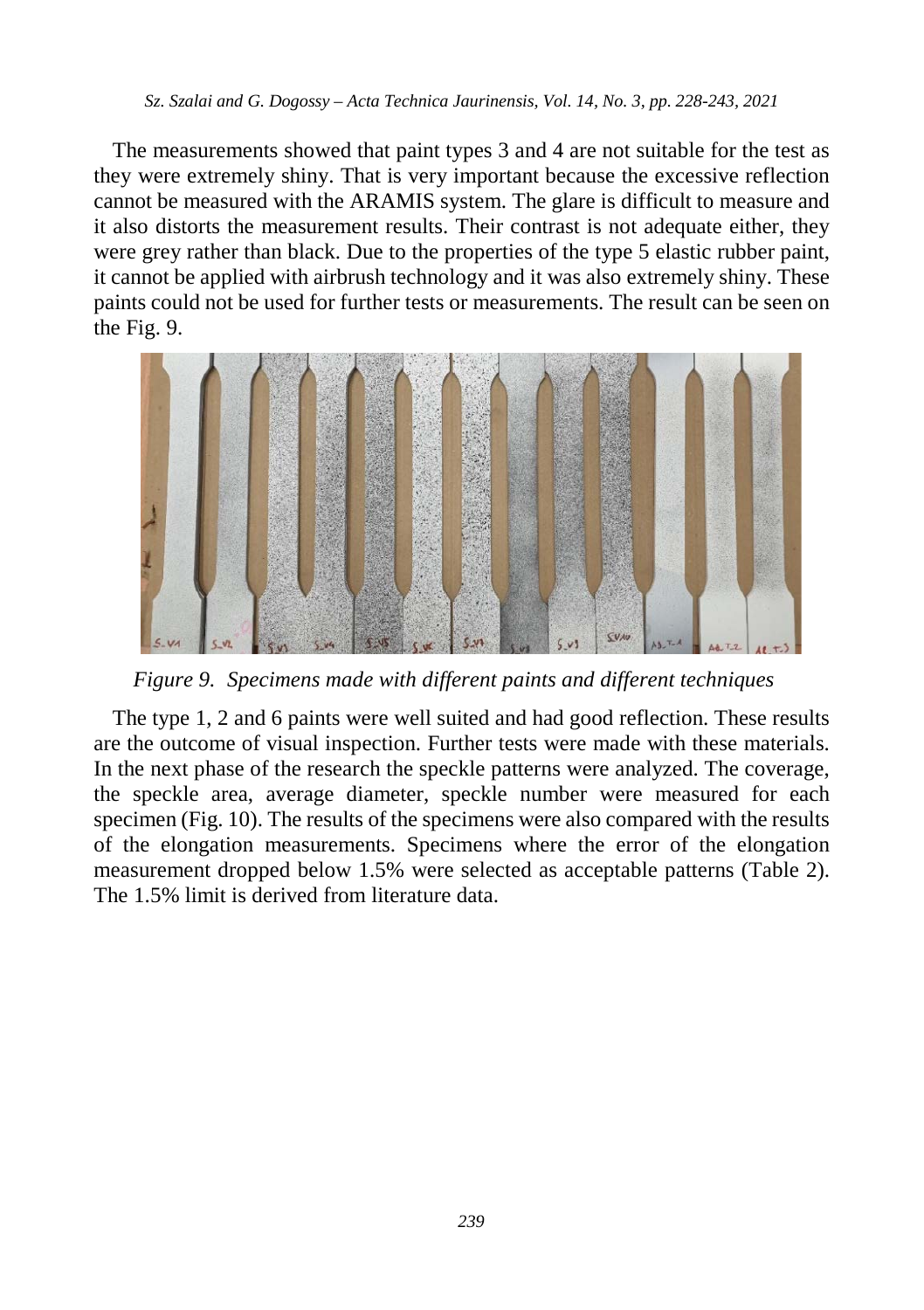The measurements showed that paint types 3 and 4 are not suitable for the test as they were extremely shiny. That is very important because the excessive reflection cannot be measured with the ARAMIS system. The glare is difficult to measure and it also distorts the measurement results. Their contrast is not adequate either, they were grey rather than black. Due to the properties of the type 5 elastic rubber paint, it cannot be applied with airbrush technology and it was also extremely shiny. These paints could not be used for further tests or measurements. The result can be seen on the Fig. 9.

*Figure 9. Specimens made with different paints and different techniques*

The type 1, 2 and 6 paints were well suited and had good reflection. These results are the outcome of visual inspection. Further tests were made with these materials. In the next phase of the research the speckle patterns were analyzed. The coverage, the speckle area, average diameter, speckle number were measured for each specimen (Fig. 10). The results of the specimens were also compared with the results of the elongation measurements. Specimens where the error of the elongation measurement dropped below 1.5% were selected as acceptable patterns (Table 2). The 1.5% limit is derived from literature data.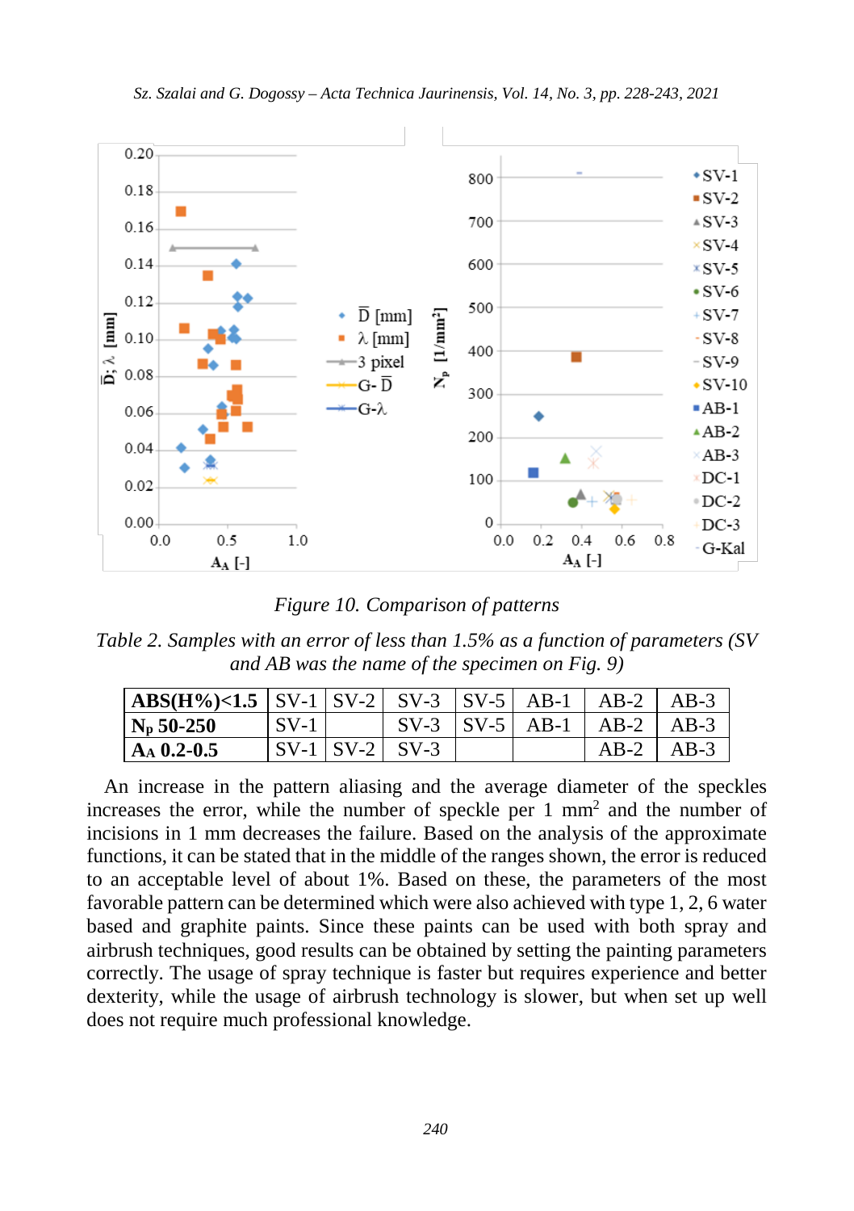0.20
0.18
0.16
0.14
0.12
0.10
0.08
0.06
0.04
0.02
0.00
0.0 0.5 1.0
$A_A$ [-]
$\bar{D}$; λ [mm]

$\bar{D}$ [mm]
λ [mm]
3 pixel
G- $\bar{D}$
G-λ

800
700
600
500
400
300
200
100
0
0.0 0.2 0.4 0.6 0.8
$A_A$ [-]
$N_p$ [1/mm²]

SV-1
SV-2
SV-3
SV-4
SV-5
SV-6
SV-7
SV-8
SV-9
SV-10
AB-1
AB-2
AB-3
DC-1
DC-2
DC-3
G-Kal

*Figure 10. Comparison of patterns*

*Table 2. Samples with an error of less than 1.5% as a function of parameters (SV and AB was the name of the specimen on Fig. 9)*

| | | | | | | | |
|---|---|---|---|---|---|---|---|
| **ABS(H%)<1.5** | SV-1 | SV-2 | SV-3 | SV-5 | AB-1 | AB-2 | AB-3 |
| **$N_p$ 50-250** | SV-1 | | SV-3 | SV-5 | AB-1 | AB-2 | AB-3 |
| **$A_A$ 0.2-0.5** | SV-1 | SV-2 | SV-3 | | | AB-2 | AB-3 |

An increase in the pattern aliasing and the average diameter of the speckles increases the error, while the number of speckle per 1 mm$^2$ and the number of incisions in 1 mm decreases the failure. Based on the analysis of the approximate functions, it can be stated that in the middle of the ranges shown, the error is reduced to an acceptable level of about 1%. Based on these, the parameters of the most favorable pattern can be determined which were also achieved with type 1, 2, 6 water based and graphite paints. Since these paints can be used with both spray and airbrush techniques, good results can be obtained by setting the painting parameters correctly. The usage of spray technique is faster but requires experience and better dexterity, while the usage of airbrush technology is slower, but when set up well does not require much professional knowledge.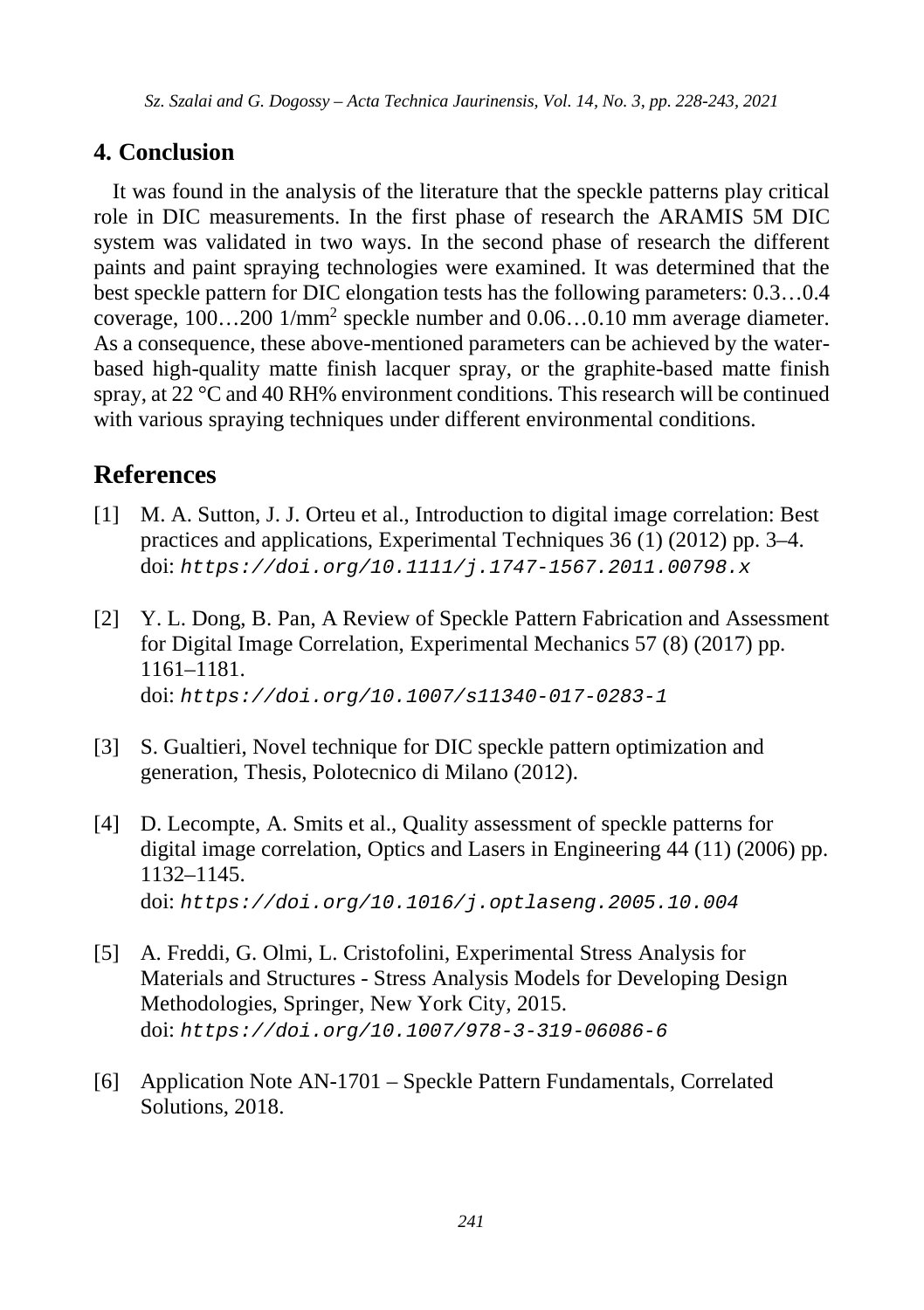## 4. Conclusion

It was found in the analysis of the literature that the speckle patterns play critical role in DIC measurements. In the first phase of research the ARAMIS 5M DIC system was validated in two ways. In the second phase of research the different paints and paint spraying technologies were examined. It was determined that the best speckle pattern for DIC elongation tests has the following parameters: 0.3…0.4 coverage, 100…200 1/mm$^2$ speckle number and 0.06…0.10 mm average diameter. As a consequence, these above-mentioned parameters can be achieved by the water-based high-quality matte finish lacquer spray, or the graphite-based matte finish spray, at 22 °C and 40 RH% environment conditions. This research will be continued with various spraying techniques under different environmental conditions.

## References

[1] M. A. Sutton, J. J. Orteu et al., Introduction to digital image correlation: Best practices and applications, Experimental Techniques 36 (1) (2012) pp. 3–4. doi: https://doi.org/10.1111/j.1747-1567.2011.00798.x

[2] Y. L. Dong, B. Pan, A Review of Speckle Pattern Fabrication and Assessment for Digital Image Correlation, Experimental Mechanics 57 (8) (2017) pp. 1161–1181. doi: https://doi.org/10.1007/s11340-017-0283-1

[3] S. Gualtieri, Novel technique for DIC speckle pattern optimization and generation, Thesis, Polotecnico di Milano (2012).

[4] D. Lecompte, A. Smits et al., Quality assessment of speckle patterns for digital image correlation, Optics and Lasers in Engineering 44 (11) (2006) pp. 1132–1145. doi: https://doi.org/10.1016/j.optlaseng.2005.10.004

[5] A. Freddi, G. Olmi, L. Cristofolini, Experimental Stress Analysis for Materials and Structures - Stress Analysis Models for Developing Design Methodologies, Springer, New York City, 2015. doi: https://doi.org/10.1007/978-3-319-06086-6

[6] Application Note AN-1701 – Speckle Pattern Fundamentals, Correlated Solutions, 2018.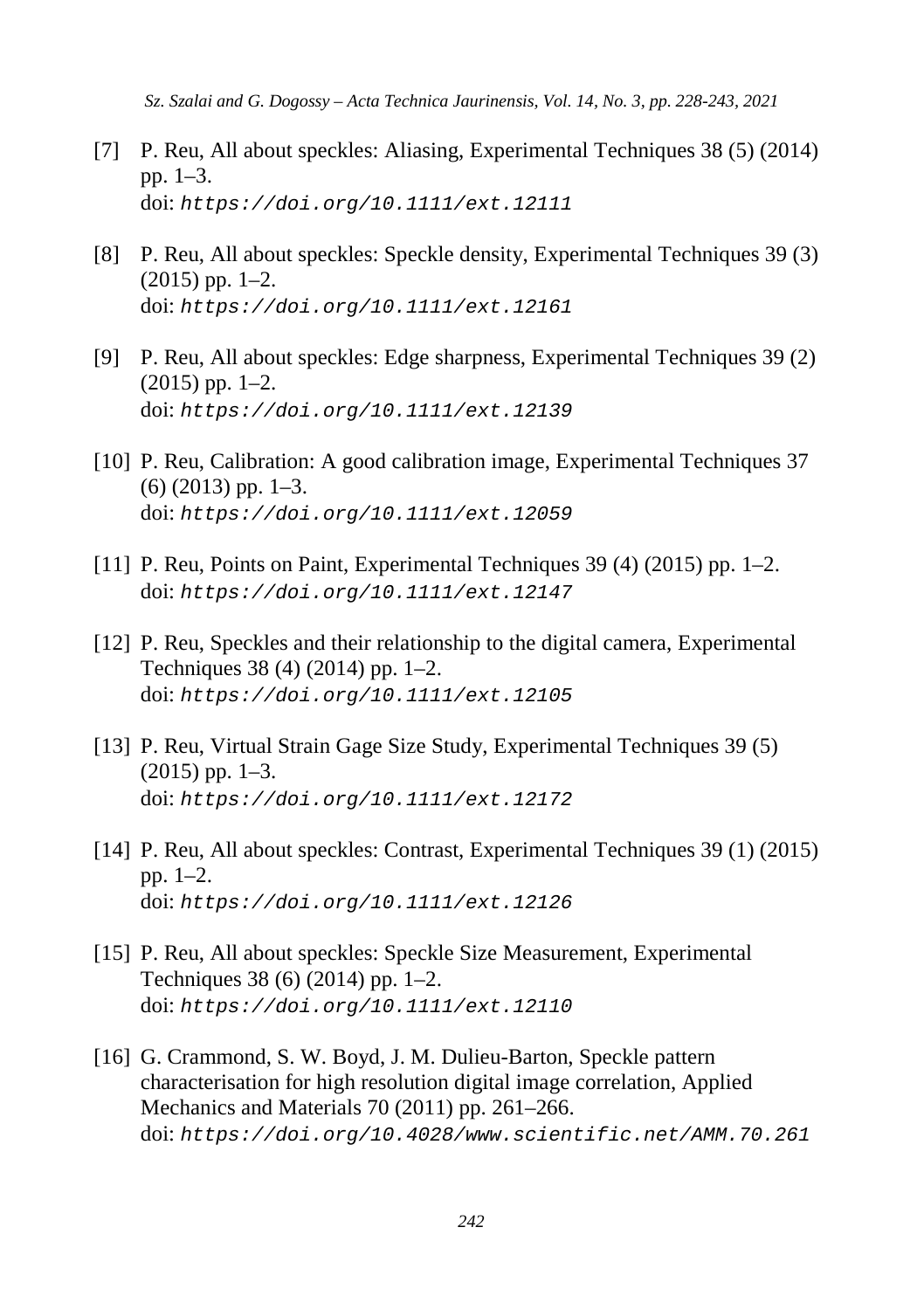[7] P. Reu, All about speckles: Aliasing, Experimental Techniques 38 (5) (2014) pp. 1–3.
doi: `https://doi.org/10.1111/ext.12111`

[8] P. Reu, All about speckles: Speckle density, Experimental Techniques 39 (3) (2015) pp. 1–2.
doi: `https://doi.org/10.1111/ext.12161`

[9] P. Reu, All about speckles: Edge sharpness, Experimental Techniques 39 (2) (2015) pp. 1–2.
doi: `https://doi.org/10.1111/ext.12139`

[10] P. Reu, Calibration: A good calibration image, Experimental Techniques 37 (6) (2013) pp. 1–3.
doi: `https://doi.org/10.1111/ext.12059`

[11] P. Reu, Points on Paint, Experimental Techniques 39 (4) (2015) pp. 1–2.
doi: `https://doi.org/10.1111/ext.12147`

[12] P. Reu, Speckles and their relationship to the digital camera, Experimental Techniques 38 (4) (2014) pp. 1–2.
doi: `https://doi.org/10.1111/ext.12105`

[13] P. Reu, Virtual Strain Gage Size Study, Experimental Techniques 39 (5) (2015) pp. 1–3.
doi: `https://doi.org/10.1111/ext.12172`

[14] P. Reu, All about speckles: Contrast, Experimental Techniques 39 (1) (2015) pp. 1–2.
doi: `https://doi.org/10.1111/ext.12126`

[15] P. Reu, All about speckles: Speckle Size Measurement, Experimental Techniques 38 (6) (2014) pp. 1–2.
doi: `https://doi.org/10.1111/ext.12110`

[16] G. Crammond, S. W. Boyd, J. M. Dulieu-Barton, Speckle pattern characterisation for high resolution digital image correlation, Applied Mechanics and Materials 70 (2011) pp. 261–266.
doi: `https://doi.org/10.4028/www.scientific.net/AMM.70.261`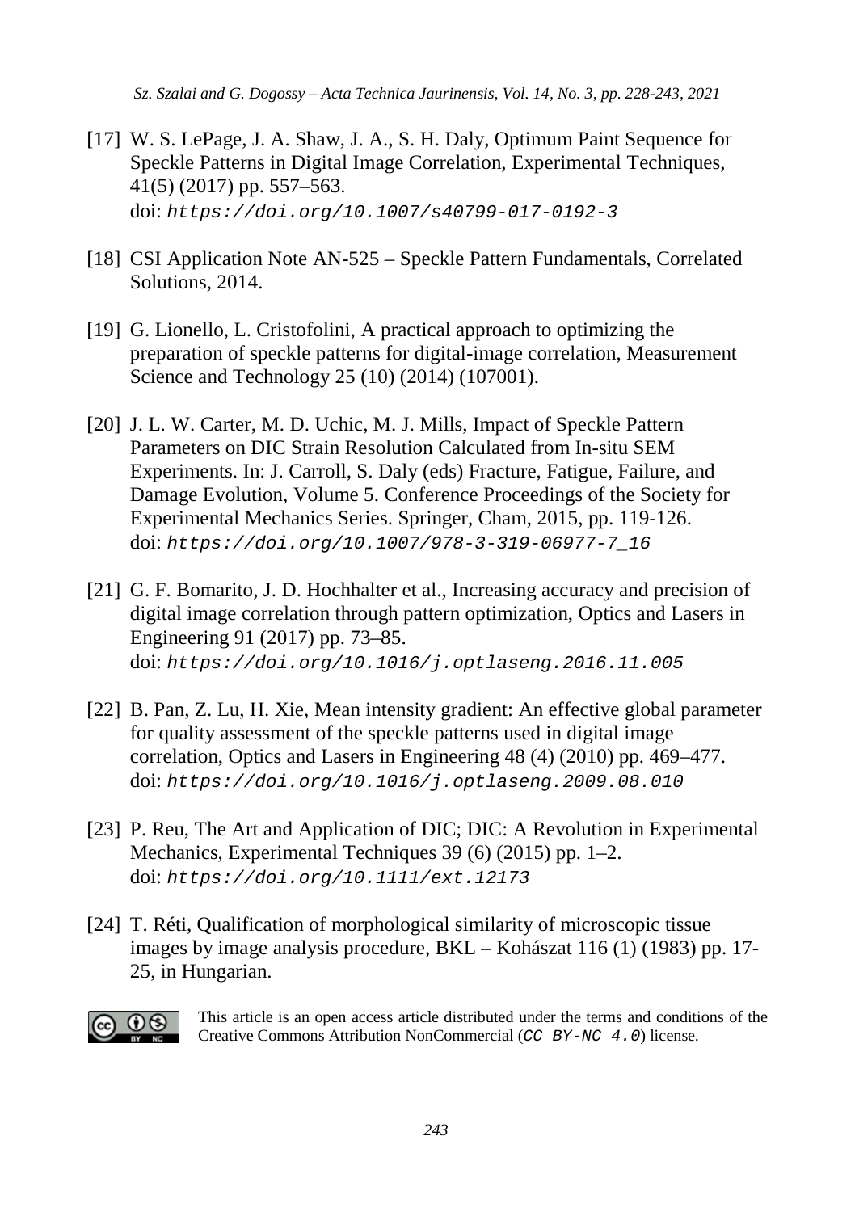[17] W. S. LePage, J. A. Shaw, J. A., S. H. Daly, Optimum Paint Sequence for Speckle Patterns in Digital Image Correlation, Experimental Techniques, 41(5) (2017) pp. 557–563.
doi: *https://doi.org/10.1007/s40799-017-0192-3*

[18] CSI Application Note AN-525 – Speckle Pattern Fundamentals, Correlated Solutions, 2014.

[19] G. Lionello, L. Cristofolini, A practical approach to optimizing the preparation of speckle patterns for digital-image correlation, Measurement Science and Technology 25 (10) (2014) (107001).

[20] J. L. W. Carter, M. D. Uchic, M. J. Mills, Impact of Speckle Pattern Parameters on DIC Strain Resolution Calculated from In-situ SEM Experiments. In: J. Carroll, S. Daly (eds) Fracture, Fatigue, Failure, and Damage Evolution, Volume 5. Conference Proceedings of the Society for Experimental Mechanics Series. Springer, Cham, 2015, pp. 119-126.
doi: *https://doi.org/10.1007/978-3-319-06977-7_16*

[21] G. F. Bomarito, J. D. Hochhalter et al., Increasing accuracy and precision of digital image correlation through pattern optimization, Optics and Lasers in Engineering 91 (2017) pp. 73–85.
doi: *https://doi.org/10.1016/j.optlaseng.2016.11.005*

[22] B. Pan, Z. Lu, H. Xie, Mean intensity gradient: An effective global parameter for quality assessment of the speckle patterns used in digital image correlation, Optics and Lasers in Engineering 48 (4) (2010) pp. 469–477.
doi: *https://doi.org/10.1016/j.optlaseng.2009.08.010*

[23] P. Reu, The Art and Application of DIC; DIC: A Revolution in Experimental Mechanics, Experimental Techniques 39 (6) (2015) pp. 1–2.
doi: *https://doi.org/10.1111/ext.12173*

[24] T. Réti, Qualification of morphological similarity of microscopic tissue images by image analysis procedure, BKL – Kohászat 116 (1) (1983) pp. 17-25, in Hungarian.

This article is an open access article distributed under the terms and conditions of the Creative Commons Attribution NonCommercial (*CC BY-NC 4.0*) license.